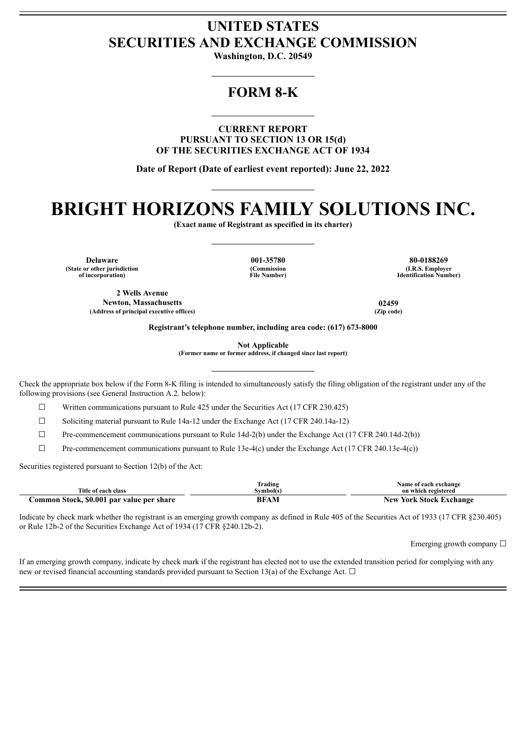# UNITED STATES
# SECURITIES AND EXCHANGE COMMISSION

**Washington, D.C. 20549**

## FORM 8-K

**CURRENT REPORT**
**PURSUANT TO SECTION 13 OR 15(d)**
**OF THE SECURITIES EXCHANGE ACT OF 1934**

**Date of Report (Date of earliest event reported): June 22, 2022**

# BRIGHT HORIZONS FAMILY SOLUTIONS INC.

**(Exact name of Registrant as specified in its charter)**

| Delaware | 001-35780 | 80-0188269 |
|---|---|---|
| (State or other jurisdiction of incorporation) | (Commission File Number) | (I.R.S. Employer Identification Number) |

| 2 Wells Avenue Newton, Massachusetts | 02459 |
|---|---|
| (Address of principal executive offices) | (Zip code) |

**Registrant's telephone number, including area code: (617) 673-8000**

**Not Applicable**
**(Former name or former address, if changed since last report)**

Check the appropriate box below if the Form 8-K filing is intended to simultaneously satisfy the filing obligation of the registrant under any of the following provisions (see General Instruction A.2. below):

☐ Written communications pursuant to Rule 425 under the Securities Act (17 CFR 230.425)

☐ Soliciting material pursuant to Rule 14a-12 under the Exchange Act (17 CFR 240.14a-12)

☐ Pre-commencement communications pursuant to Rule 14d-2(b) under the Exchange Act (17 CFR 240.14d-2(b))

☐ Pre-commencement communications pursuant to Rule 13e-4(c) under the Exchange Act (17 CFR 240.13e-4(c))

Securities registered pursuant to Section 12(b) of the Act:

| Title of each class | Trading Symbol(s) | Name of each exchange on which registered |
|---|---|---|
| **Common Stock, $0.001 par value per share** | **BFAM** | **New York Stock Exchange** |

Indicate by check mark whether the registrant is an emerging growth company as defined in Rule 405 of the Securities Act of 1933 (17 CFR §230.405) or Rule 12b-2 of the Securities Exchange Act of 1934 (17 CFR §240.12b-2).

Emerging growth company ☐

If an emerging growth company, indicate by check mark if the registrant has elected not to use the extended transition period for complying with any new or revised financial accounting standards provided pursuant to Section 13(a) of the Exchange Act. ☐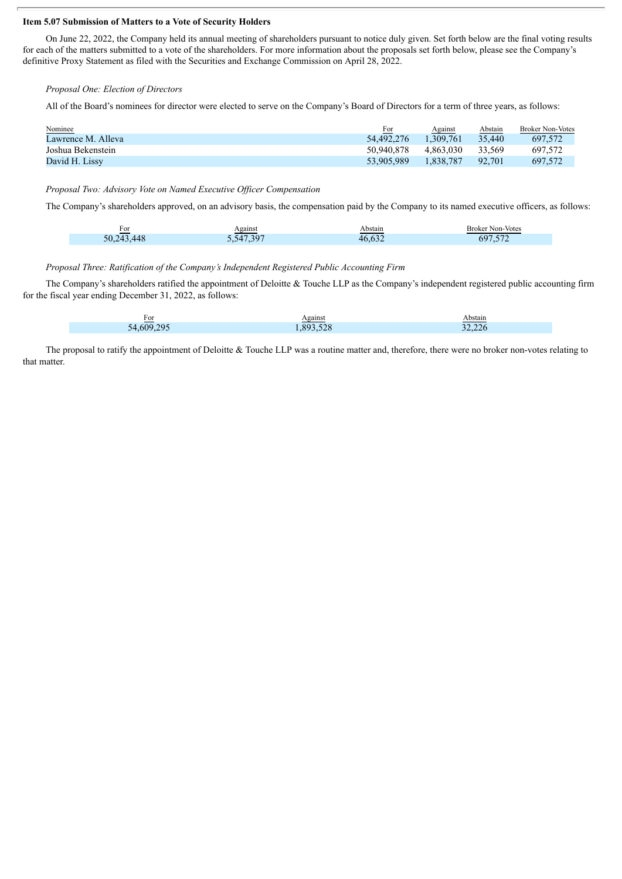**Item 5.07 Submission of Matters to a Vote of Security Holders**

On June 22, 2022, the Company held its annual meeting of shareholders pursuant to notice duly given. Set forth below are the final voting results for each of the matters submitted to a vote of the shareholders. For more information about the proposals set forth below, please see the Company's definitive Proxy Statement as filed with the Securities and Exchange Commission on April 28, 2022.

*Proposal One: Election of Directors*

All of the Board's nominees for director were elected to serve on the Company's Board of Directors for a term of three years, as follows:

| Nominee | For | Against | Abstain | Broker Non-Votes |
|---|---|---|---|---|
| Lawrence M. Alleva | 54,492,276 | 1,309,761 | 35,440 | 697,572 |
| Joshua Bekenstein | 50,940,878 | 4,863,030 | 33,569 | 697,572 |
| David H. Lissy | 53,905,989 | 1,838,787 | 92,701 | 697,572 |

*Proposal Two: Advisory Vote on Named Executive Officer Compensation*

The Company's shareholders approved, on an advisory basis, the compensation paid by the Company to its named executive officers, as follows:

| For | Against | Abstain | Broker Non-Votes |
|---|---|---|---|
| 50,243,448 | 5,547,397 | 46,632 | 697,572 |

*Proposal Three: Ratification of the Company's Independent Registered Public Accounting Firm*

The Company's shareholders ratified the appointment of Deloitte & Touche LLP as the Company's independent registered public accounting firm for the fiscal year ending December 31, 2022, as follows:

| For | Against | Abstain |
|---|---|---|
| 54,609,295 | 1,893,528 | 32,226 |

The proposal to ratify the appointment of Deloitte & Touche LLP was a routine matter and, therefore, there were no broker non-votes relating to that matter.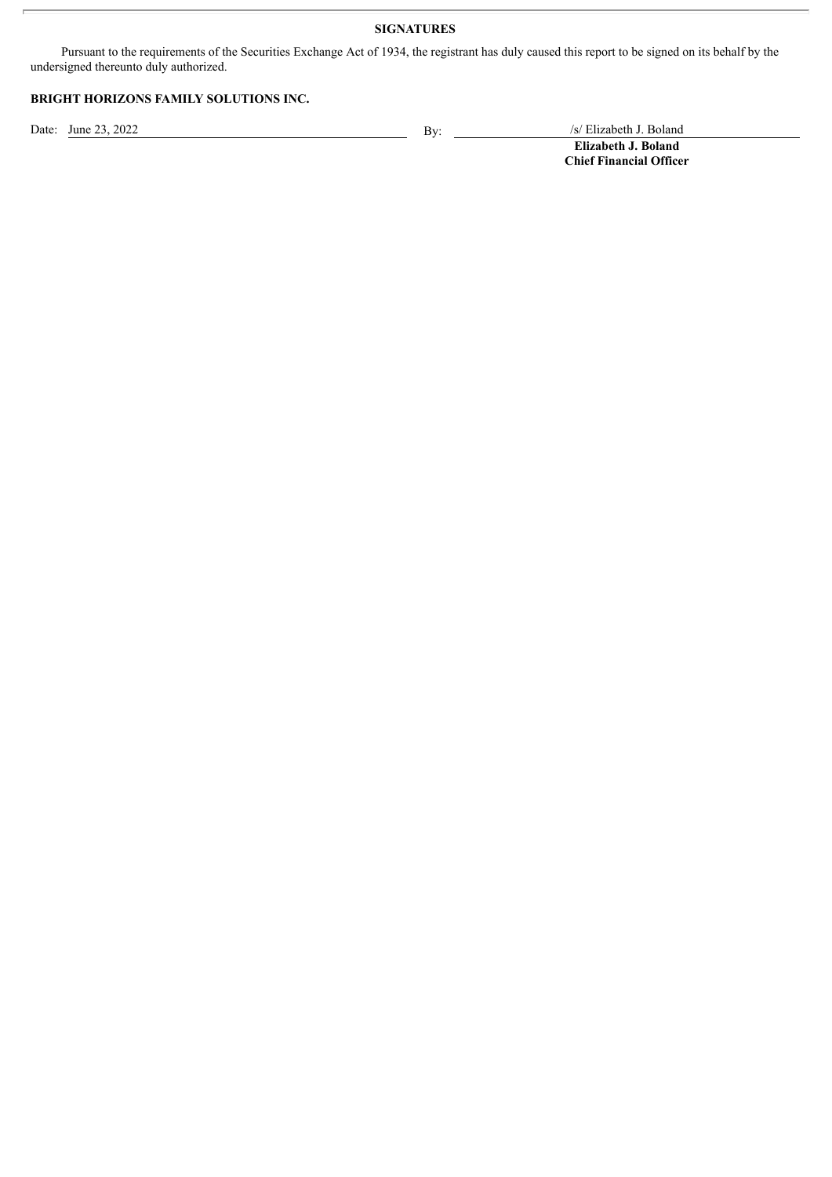## SIGNATURES

Pursuant to the requirements of the Securities Exchange Act of 1934, the registrant has duly caused this report to be signed on its behalf by the undersigned thereunto duly authorized.

**BRIGHT HORIZONS FAMILY SOLUTIONS INC.**

Date: June 23, 2022

By: /s/ Elizabeth J. Boland

**Elizabeth J. Boland**
**Chief Financial Officer**